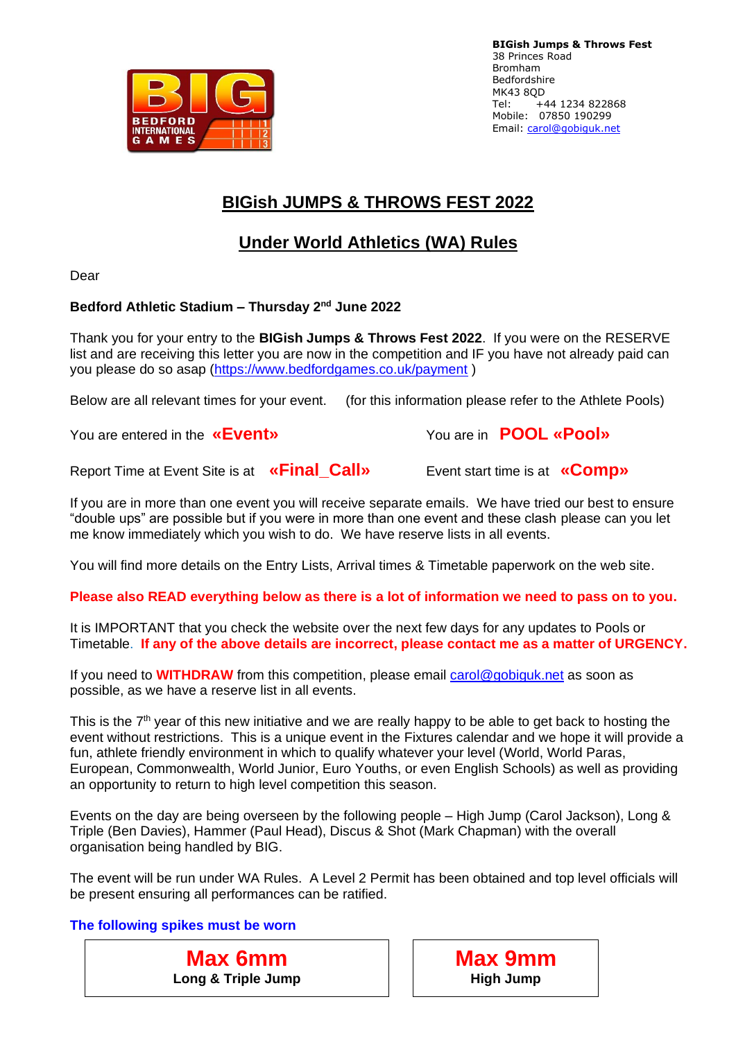**BIGish Jumps & Throws Fest**
38 Princes Road
Bromham
Bedfordshire
MK43 8QD
Tel: +44 1234 822868
Mobile: 07850 190299
Email: carol@gobiguk.net

# BIGish JUMPS & THROWS FEST 2022

## Under World Athletics (WA) Rules

Dear

**Bedford Athletic Stadium – Thursday 2nd June 2022**

Thank you for your entry to the **BIGish Jumps & Throws Fest 2022**. If you were on the RESERVE list and are receiving this letter you are now in the competition and IF you have not already paid can you please do so asap (https://www.bedfordgames.co.uk/payment )

Below are all relevant times for your event. (for this information please refer to the Athlete Pools)

You are entered in the **«Event»** You are in **POOL «Pool»**

Report Time at Event Site is at **«Final_Call»** Event start time is at **«Comp»**

If you are in more than one event you will receive separate emails. We have tried our best to ensure "double ups" are possible but if you were in more than one event and these clash please can you let me know immediately which you wish to do. We have reserve lists in all events.

You will find more details on the Entry Lists, Arrival times & Timetable paperwork on the web site.

**Please also READ everything below as there is a lot of information we need to pass on to you.**

It is IMPORTANT that you check the website over the next few days for any updates to Pools or Timetable. **If any of the above details are incorrect, please contact me as a matter of URGENCY.**

If you need to **WITHDRAW** from this competition, please email carol@gobiguk.net as soon as possible, as we have a reserve list in all events.

This is the 7th year of this new initiative and we are really happy to be able to get back to hosting the event without restrictions. This is a unique event in the Fixtures calendar and we hope it will provide a fun, athlete friendly environment in which to qualify whatever your level (World, World Paras, European, Commonwealth, World Junior, Euro Youths, or even English Schools) as well as providing an opportunity to return to high level competition this season.

Events on the day are being overseen by the following people – High Jump (Carol Jackson), Long & Triple (Ben Davies), Hammer (Paul Head), Discus & Shot (Mark Chapman) with the overall organisation being handled by BIG.

The event will be run under WA Rules. A Level 2 Permit has been obtained and top level officials will be present ensuring all performances can be ratified.

**The following spikes must be worn**

| **Max 6mm** | **Max 9mm** |
|---|---|
| **Long & Triple Jump** | **High Jump** |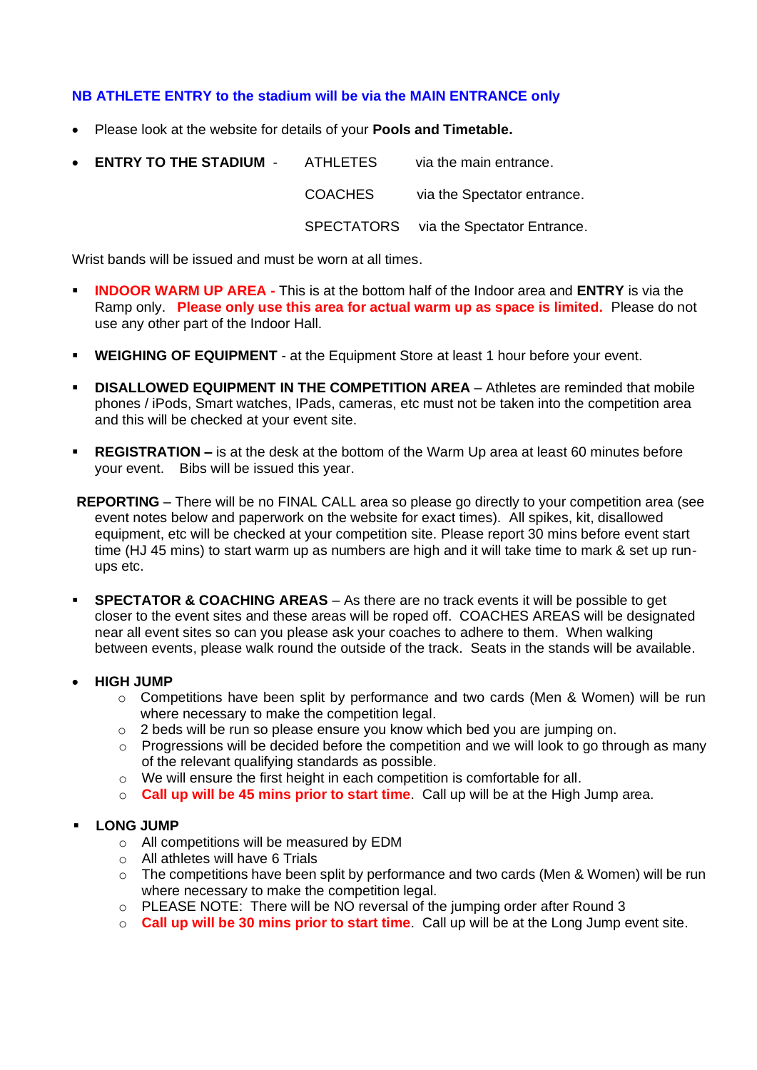**NB ATHLETE ENTRY to the stadium will be via the MAIN ENTRANCE only**

- Please look at the website for details of your **Pools and Timetable.**
- **ENTRY TO THE STADIUM** -

| | |
|---|---|
| ATHLETES | via the main entrance. |
| COACHES | via the Spectator entrance. |
| SPECTATORS | via the Spectator Entrance. |

Wrist bands will be issued and must be worn at all times.

- **INDOOR WARM UP AREA -** This is at the bottom half of the Indoor area and **ENTRY** is via the Ramp only. **Please only use this area for actual warm up as space is limited.** Please do not use any other part of the Indoor Hall.
- **WEIGHING OF EQUIPMENT** - at the Equipment Store at least 1 hour before your event.
- **DISALLOWED EQUIPMENT IN THE COMPETITION AREA** – Athletes are reminded that mobile phones / iPods, Smart watches, IPads, cameras, etc must not be taken into the competition area and this will be checked at your event site.
- **REGISTRATION –** is at the desk at the bottom of the Warm Up area at least 60 minutes before your event. Bibs will be issued this year.

**REPORTING** – There will be no FINAL CALL area so please go directly to your competition area (see event notes below and paperwork on the website for exact times). All spikes, kit, disallowed equipment, etc will be checked at your competition site. Please report 30 mins before event start time (HJ 45 mins) to start warm up as numbers are high and it will take time to mark & set up run-ups etc.

- **SPECTATOR & COACHING AREAS** – As there are no track events it will be possible to get closer to the event sites and these areas will be roped off. COACHES AREAS will be designated near all event sites so can you please ask your coaches to adhere to them. When walking between events, please walk round the outside of the track. Seats in the stands will be available.

- **HIGH JUMP**
  - Competitions have been split by performance and two cards (Men & Women) will be run where necessary to make the competition legal.
  - 2 beds will be run so please ensure you know which bed you are jumping on.
  - Progressions will be decided before the competition and we will look to go through as many of the relevant qualifying standards as possible.
  - We will ensure the first height in each competition is comfortable for all.
  - **Call up will be 45 mins prior to start time**. Call up will be at the High Jump area.

- **LONG JUMP**
  - All competitions will be measured by EDM
  - All athletes will have 6 Trials
  - The competitions have been split by performance and two cards (Men & Women) will be run where necessary to make the competition legal.
  - PLEASE NOTE: There will be NO reversal of the jumping order after Round 3
  - **Call up will be 30 mins prior to start time**. Call up will be at the Long Jump event site.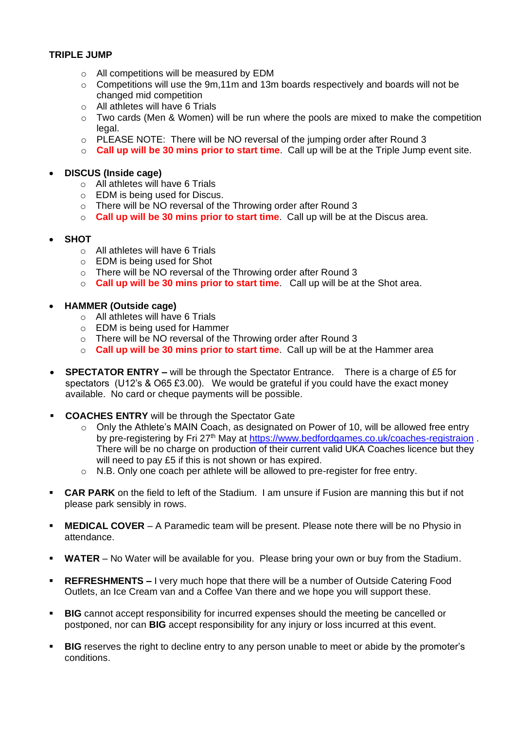**TRIPLE JUMP**

- All competitions will be measured by EDM
- Competitions will use the 9m,11m and 13m boards respectively and boards will not be changed mid competition
- All athletes will have 6 Trials
- Two cards (Men & Women) will be run where the pools are mixed to make the competition legal.
- PLEASE NOTE: There will be NO reversal of the jumping order after Round 3
- **Call up will be 30 mins prior to start time**. Call up will be at the Triple Jump event site.

- **DISCUS (Inside cage)**
  - All athletes will have 6 Trials
  - EDM is being used for Discus.
  - There will be NO reversal of the Throwing order after Round 3
  - **Call up will be 30 mins prior to start time**. Call up will be at the Discus area.

- **SHOT**
  - All athletes will have 6 Trials
  - EDM is being used for Shot
  - There will be NO reversal of the Throwing order after Round 3
  - **Call up will be 30 mins prior to start time**. Call up will be at the Shot area.

- **HAMMER (Outside cage)**
  - All athletes will have 6 Trials
  - EDM is being used for Hammer
  - There will be NO reversal of the Throwing order after Round 3
  - **Call up will be 30 mins prior to start time**. Call up will be at the Hammer area

- **SPECTATOR ENTRY –** will be through the Spectator Entrance. There is a charge of £5 for spectators (U12's & O65 £3.00). We would be grateful if you could have the exact money available. No card or cheque payments will be possible.

- **COACHES ENTRY** will be through the Spectator Gate
  - Only the Athlete's MAIN Coach, as designated on Power of 10, will be allowed free entry by pre-registering by Fri 27th May at [https://www.bedfordgames.co.uk/coaches-registraion](https://www.bedfordgames.co.uk/coaches-registraion) . There will be no charge on production of their current valid UKA Coaches licence but they will need to pay £5 if this is not shown or has expired.
  - N.B. Only one coach per athlete will be allowed to pre-register for free entry.

- **CAR PARK** on the field to left of the Stadium. I am unsure if Fusion are manning this but if not please park sensibly in rows.

- **MEDICAL COVER** – A Paramedic team will be present. Please note there will be no Physio in attendance.

- **WATER** – No Water will be available for you. Please bring your own or buy from the Stadium.

- **REFRESHMENTS –** I very much hope that there will be a number of Outside Catering Food Outlets, an Ice Cream van and a Coffee Van there and we hope you will support these.

- **BIG** cannot accept responsibility for incurred expenses should the meeting be cancelled or postponed, nor can **BIG** accept responsibility for any injury or loss incurred at this event.

- **BIG** reserves the right to decline entry to any person unable to meet or abide by the promoter's conditions.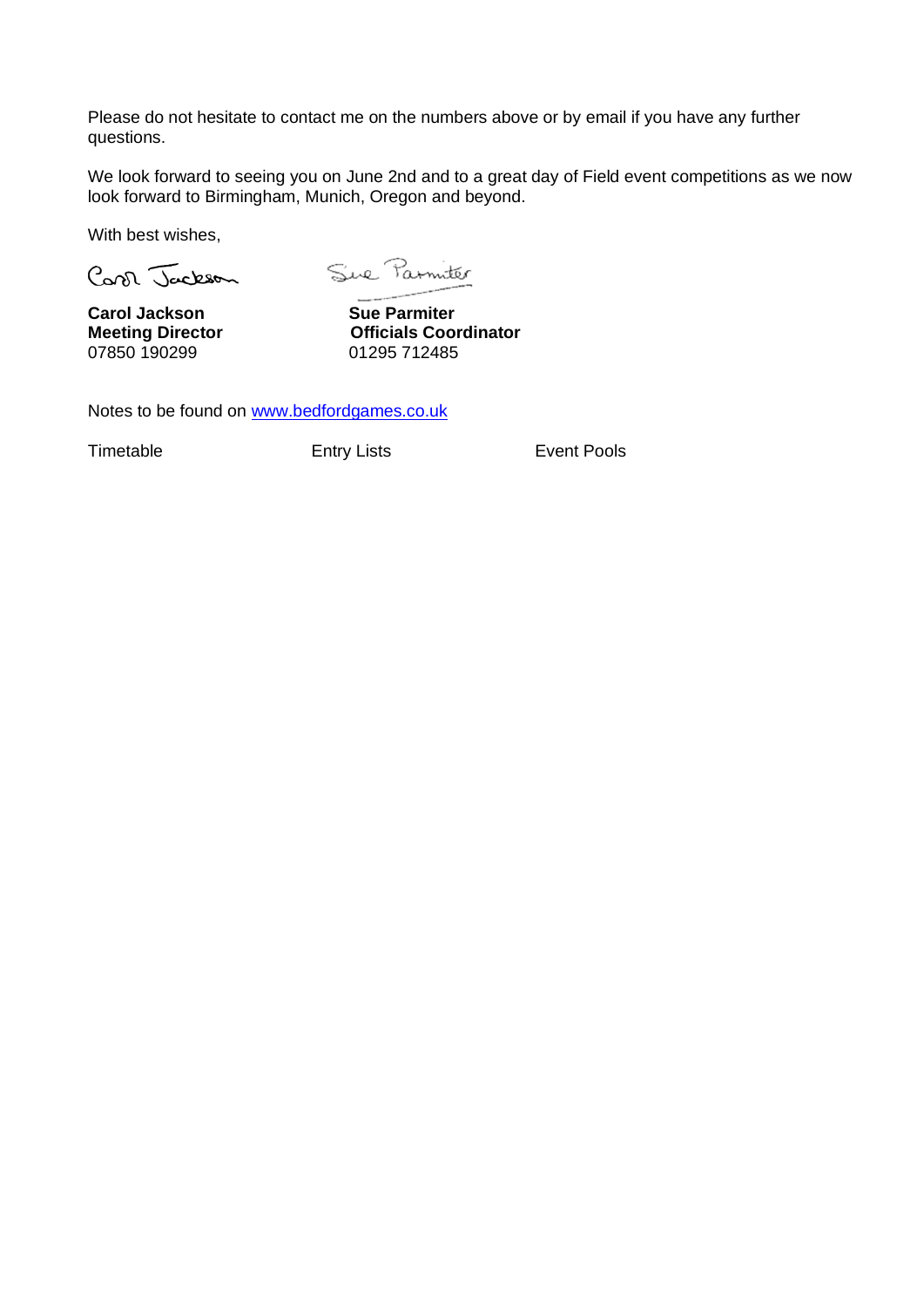Please do not hesitate to contact me on the numbers above or by email if you have any further questions.

We look forward to seeing you on June 2nd and to a great day of Field event competitions as we now look forward to Birmingham, Munich, Oregon and beyond.

With best wishes,

| | |
|---|---|
| **Carol Jackson** | **Sue Parmiter** |
| **Meeting Director** | **Officials Coordinator** |
| 07850 190299 | 01295 712485 |

Notes to be found on [www.bedfordgames.co.uk](http://www.bedfordgames.co.uk)

Timetable Entry Lists Event Pools